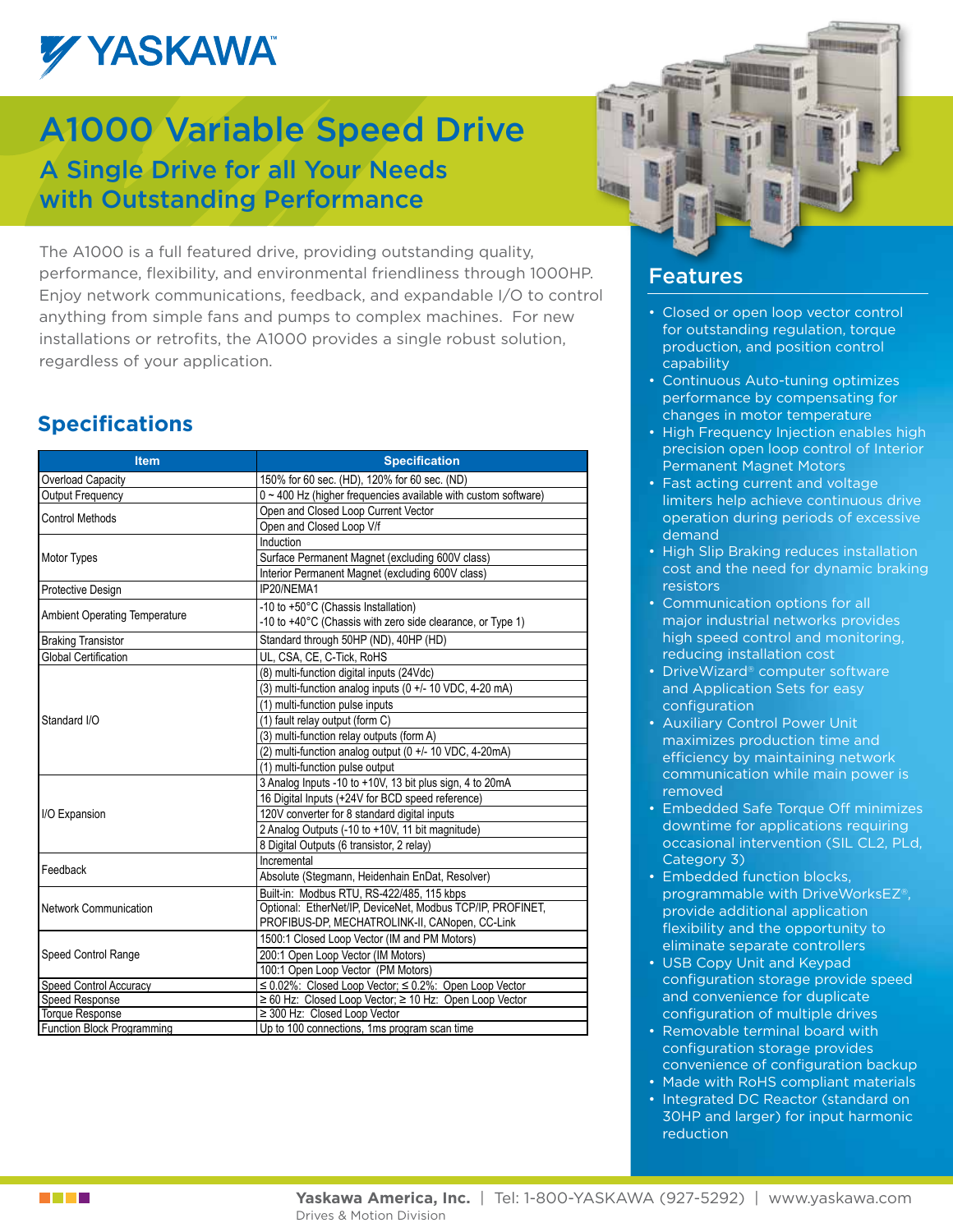# YASKAWA

# A1000 Variable Speed Drive

## A Single Drive for all Your Needs with Outstanding Performance

The A1000 is a full featured drive, providing outstanding quality, performance, flexibility, and environmental friendliness through 1000HP. Enjoy network communications, feedback, and expandable I/O to control anything from simple fans and pumps to complex machines. For new installations or retrofits, the A1000 provides a single robust solution, regardless of your application.

## Specifications

| Item | Specification |
|---|---|
| Overload Capacity | 150% for 60 sec. (HD), 120% for 60 sec. (ND) |
| Output Frequency | 0 ~ 400 Hz (higher frequencies available with custom software) |
| Control Methods | Open and Closed Loop Current Vector |
| | Open and Closed Loop V/f |
| Motor Types | Induction |
| | Surface Permanent Magnet (excluding 600V class) |
| | Interior Permanent Magnet (excluding 600V class) |
| Protective Design | IP20/NEMA1 |
| Ambient Operating Temperature | -10 to +50°C (Chassis Installation)<br>-10 to +40°C (Chassis with zero side clearance, or Type 1) |
| Braking Transistor | Standard through 50HP (ND), 40HP (HD) |
| Global Certification | UL, CSA, CE, C-Tick, RoHS |
| Standard I/O | (8) multi-function digital inputs (24Vdc) |
| | (3) multi-function analog inputs (0 +/- 10 VDC, 4-20 mA) |
| | (1) multi-function pulse inputs |
| | (1) fault relay output (form C) |
| | (3) multi-function relay outputs (form A) |
| | (2) multi-function analog output (0 +/- 10 VDC, 4-20mA) |
| | (1) multi-function pulse output |
| I/O Expansion | 3 Analog Inputs -10 to +10V, 13 bit plus sign, 4 to 20mA |
| | 16 Digital Inputs (+24V for BCD speed reference) |
| | 120V converter for 8 standard digital inputs |
| | 2 Analog Outputs (-10 to +10V, 11 bit magnitude) |
| | 8 Digital Outputs (6 transistor, 2 relay) |
| Feedback | Incremental |
| | Absolute (Stegmann, Heidenhain EnDat, Resolver) |
| Network Communication | Built-in: Modbus RTU, RS-422/485, 115 kbps |
| | Optional: EtherNet/IP, DeviceNet, Modbus TCP/IP, PROFINET, PROFIBUS-DP, MECHATROLINK-II, CANopen, CC-Link |
| Speed Control Range | 1500:1 Closed Loop Vector (IM and PM Motors) |
| | 200:1 Open Loop Vector (IM Motors) |
| | 100:1 Open Loop Vector (PM Motors) |
| Speed Control Accuracy | ≤ 0.02%: Closed Loop Vector; ≤ 0.2%: Open Loop Vector |
| Speed Response | ≥ 60 Hz: Closed Loop Vector; ≥ 10 Hz: Open Loop Vector |
| Torque Response | ≥ 300 Hz: Closed Loop Vector |
| Function Block Programming | Up to 100 connections, 1ms program scan time |

## Features

- Closed or open loop vector control for outstanding regulation, torque production, and position control capability
- Continuous Auto-tuning optimizes performance by compensating for changes in motor temperature
- High Frequency Injection enables high precision open loop control of Interior Permanent Magnet Motors
- Fast acting current and voltage limiters help achieve continuous drive operation during periods of excessive demand
- High Slip Braking reduces installation cost and the need for dynamic braking resistors
- Communication options for all major industrial networks provides high speed control and monitoring, reducing installation cost
- DriveWizard® computer software and Application Sets for easy configuration
- Auxiliary Control Power Unit maximizes production time and efficiency by maintaining network communication while main power is removed
- Embedded Safe Torque Off minimizes downtime for applications requiring occasional intervention (SIL CL2, PLd, Category 3)
- Embedded function blocks, programmable with DriveWorksEZ®, provide additional application flexibility and the opportunity to eliminate separate controllers
- USB Copy Unit and Keypad configuration storage provide speed and convenience for duplicate configuration of multiple drives
- Removable terminal board with configuration storage provides convenience of configuration backup
- Made with RoHS compliant materials
- Integrated DC Reactor (standard on 30HP and larger) for input harmonic reduction

**Yaskawa America, Inc.** | Tel: 1-800-YASKAWA (927-5292) | www.yaskawa.com
Drives & Motion Division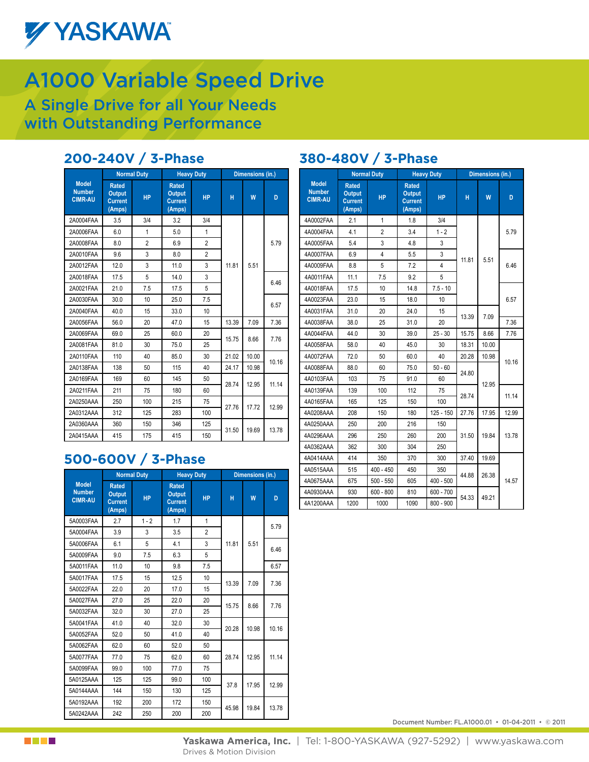# A1000 Variable Speed Drive

## A Single Drive for all Your Needs with Outstanding Performance

### 200-240V / 3-Phase

| Model Number CIMR-AU | Normal Duty Rated Output Current (Amps) | Normal Duty HP | Heavy Duty Rated Output Current (Amps) | Heavy Duty HP | Dimensions (in.) H | Dimensions (in.) W | Dimensions (in.) D |
|---|---|---|---|---|---|---|---|
| 2A0004FAA | 3.5 | 3/4 | 3.2 | 3/4 | 11.81 | 5.51 | 5.79 |
| 2A0006FAA | 6.0 | 1 | 5.0 | 1 | 11.81 | 5.51 | 5.79 |
| 2A0008FAA | 8.0 | 2 | 6.9 | 2 | 11.81 | 5.51 | 5.79 |
| 2A0010FAA | 9.6 | 3 | 8.0 | 2 | 11.81 | 5.51 | 5.79 |
| 2A0012FAA | 12.0 | 3 | 11.0 | 3 | 11.81 | 5.51 | 5.79 |
| 2A0018FAA | 17.5 | 5 | 14.0 | 3 | 11.81 | 5.51 | 6.46 |
| 2A0021FAA | 21.0 | 7.5 | 17.5 | 5 | 11.81 | 5.51 | 6.46 |
| 2A0030FAA | 30.0 | 10 | 25.0 | 7.5 | 11.81 | 5.51 | 6.57 |
| 2A0040FAA | 40.0 | 15 | 33.0 | 10 | 11.81 | 5.51 | 6.57 |
| 2A0056FAA | 56.0 | 20 | 47.0 | 15 | 13.39 | 7.09 | 7.36 |
| 2A0069FAA | 69.0 | 25 | 60.0 | 20 | 15.75 | 8.66 | 7.76 |
| 2A0081FAA | 81.0 | 30 | 75.0 | 25 | 15.75 | 8.66 | 7.76 |
| 2A0110FAA | 110 | 40 | 85.0 | 30 | 21.02 | 10.00 | 10.16 |
| 2A0138FAA | 138 | 50 | 115 | 40 | 24.17 | 10.98 | 10.16 |
| 2A0169FAA | 169 | 60 | 145 | 50 | 28.74 | 12.95 | 11.14 |
| 2A0211FAA | 211 | 75 | 180 | 60 | 28.74 | 12.95 | 11.14 |
| 2A0250AAA | 250 | 100 | 215 | 75 | 27.76 | 17.72 | 12.99 |
| 2A0312AAA | 312 | 125 | 283 | 100 | 27.76 | 17.72 | 12.99 |
| 2A0360AAA | 360 | 150 | 346 | 125 | 31.50 | 19.69 | 13.78 |
| 2A0415AAA | 415 | 175 | 415 | 150 | 31.50 | 19.69 | 13.78 |

### 500-600V / 3-Phase

| Model Number CIMR-AU | Normal Duty Rated Output Current (Amps) | Normal Duty HP | Heavy Duty Rated Output Current (Amps) | Heavy Duty HP | Dimensions (in.) H | Dimensions (in.) W | Dimensions (in.) D |
|---|---|---|---|---|---|---|---|
| 5A0003FAA | 2.7 | 1 - 2 | 1.7 | 1 | 11.81 | 5.51 | 5.79 |
| 5A0004FAA | 3.9 | 3 | 3.5 | 2 | 11.81 | 5.51 | 5.79 |
| 5A0006FAA | 6.1 | 5 | 4.1 | 3 | 11.81 | 5.51 | 6.46 |
| 5A0009FAA | 9.0 | 7.5 | 6.3 | 5 | 11.81 | 5.51 | 6.46 |
| 5A0011FAA | 11.0 | 10 | 9.8 | 7.5 | 11.81 | 5.51 | 6.57 |
| 5A0017FAA | 17.5 | 15 | 12.5 | 10 | 13.39 | 7.09 | 7.36 |
| 5A0022FAA | 22.0 | 20 | 17.0 | 15 | 13.39 | 7.09 | 7.36 |
| 5A0027FAA | 27.0 | 25 | 22.0 | 20 | 15.75 | 8.66 | 7.76 |
| 5A0032FAA | 32.0 | 30 | 27.0 | 25 | 15.75 | 8.66 | 7.76 |
| 5A0041FAA | 41.0 | 40 | 32.0 | 30 | 20.28 | 10.98 | 10.16 |
| 5A0052FAA | 52.0 | 50 | 41.0 | 40 | 20.28 | 10.98 | 10.16 |
| 5A0062FAA | 62.0 | 60 | 52.0 | 50 | 28.74 | 12.95 | 11.14 |
| 5A0077FAA | 77.0 | 75 | 62.0 | 60 | 28.74 | 12.95 | 11.14 |
| 5A0099FAA | 99.0 | 100 | 77.0 | 75 | 28.74 | 12.95 | 11.14 |
| 5A0125AAA | 125 | 125 | 99.0 | 100 | 37.8 | 17.95 | 12.99 |
| 5A0144AAA | 144 | 150 | 130 | 125 | 37.8 | 17.95 | 12.99 |
| 5A0192AAA | 192 | 200 | 172 | 150 | 45.98 | 19.84 | 13.78 |
| 5A0242AAA | 242 | 250 | 200 | 200 | 45.98 | 19.84 | 13.78 |

### 380-480V / 3-Phase

| Model Number CIMR-AU | Normal Duty Rated Output Current (Amps) | Normal Duty HP | Heavy Duty Rated Output Current (Amps) | Heavy Duty HP | Dimensions (in.) H | Dimensions (in.) W | Dimensions (in.) D |
|---|---|---|---|---|---|---|---|
| 4A0002FAA | 2.1 | 1 | 1.8 | 3/4 | 11.81 | 5.51 | 5.79 |
| 4A0004FAA | 4.1 | 2 | 3.4 | 1 - 2 | 11.81 | 5.51 | 5.79 |
| 4A0005FAA | 5.4 | 3 | 4.8 | 3 | 11.81 | 5.51 | 5.79 |
| 4A0007FAA | 6.9 | 4 | 5.5 | 3 | 11.81 | 5.51 | 6.46 |
| 4A0009FAA | 8.8 | 5 | 7.2 | 4 | 11.81 | 5.51 | 6.46 |
| 4A0011FAA | 11.1 | 7.5 | 9.2 | 5 | 11.81 | 5.51 | 6.46 |
| 4A0018FAA | 17.5 | 10 | 14.8 | 7.5 - 10 | 11.81 | 5.51 | 6.57 |
| 4A0023FAA | 23.0 | 15 | 18.0 | 10 | 11.81 | 5.51 | 6.57 |
| 4A0031FAA | 31.0 | 20 | 24.0 | 15 | 13.39 | 7.09 | 7.36 |
| 4A0038FAA | 38.0 | 25 | 31.0 | 20 | 13.39 | 7.09 | 7.36 |
| 4A0044FAA | 44.0 | 30 | 39.0 | 25 - 30 | 15.75 | 8.66 | 7.76 |
| 4A0058FAA | 58.0 | 40 | 45.0 | 30 | 18.31 | 10.00 | 10.16 |
| 4A0072FAA | 72.0 | 50 | 60.0 | 40 | 20.28 | 10.98 | 10.16 |
| 4A0088FAA | 88.0 | 60 | 75.0 | 50 - 60 | 24.80 | 12.95 | 10.16 |
| 4A0103FAA | 103 | 75 | 91.0 | 60 | 24.80 | 12.95 | 10.16 |
| 4A0139FAA | 139 | 100 | 112 | 75 | 28.74 | 12.95 | 11.14 |
| 4A0165FAA | 165 | 125 | 150 | 100 | 28.74 | 12.95 | 11.14 |
| 4A0208AAA | 208 | 150 | 180 | 125 - 150 | 27.76 | 17.95 | 12.99 |
| 4A0250AAA | 250 | 200 | 216 | 150 | 31.50 | 19.84 | 13.78 |
| 4A0296AAA | 296 | 250 | 260 | 200 | 31.50 | 19.84 | 13.78 |
| 4A0362AAA | 362 | 300 | 304 | 250 | 31.50 | 19.84 | 13.78 |
| 4A0414AAA | 414 | 350 | 370 | 300 | 37.40 | 19.69 | 14.57 |
| 4A0515AAA | 515 | 400 - 450 | 450 | 350 | 44.88 | 26.38 | 14.57 |
| 4A0675AAA | 675 | 500 - 550 | 605 | 400 - 500 | 44.88 | 26.38 | 14.57 |
| 4A0930AAA | 930 | 600 - 800 | 810 | 600 - 700 | 54.33 | 49.21 | 14.57 |
| 4A1200AAA | 1200 | 1000 | 1090 | 800 - 900 | 54.33 | 49.21 | 14.57 |

Document Number: FL.A1000.01 • 01-04-2011 • © 2011

**Yaskawa America, Inc.** | Tel: 1-800-YASKAWA (927-5292) | www.yaskawa.com
Drives & Motion Division